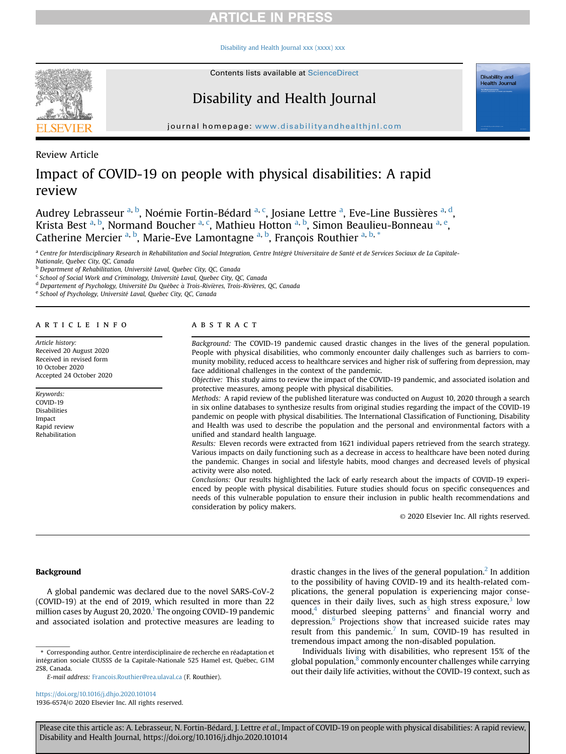Review Article

# Impact of COVID-19 on people with physical disabilities: A rapid review

Audrey Lebrasseur [a, b], Noémie Fortin-Bédard [a, c], Josiane Lettre [a], Eve-Line Bussières [a, d], Krista Best [a, b], Normand Boucher [a, c], Mathieu Hotton [a, b], Simon Beaulieu-Bonneau [a, e], Catherine Mercier [a, b], Marie-Eve Lamontagne [a, b], François Routhier [a, b, *]

[a] Centre for Interdisciplinary Research in Rehabilitation and Social Integration, Centre Intégré Universitaire de Santé et de Services Sociaux de La Capitale-Nationale, Quebec City, QC, Canada

[b] Department of Rehabilitation, Université Laval, Quebec City, QC, Canada

[c] School of Social Work and Criminology, Université Laval, Quebec City, QC, Canada

[d] Departement of Psychology, Université Du Québec à Trois-Rivières, Trois-Rivières, QC, Canada

[e] School of Psychology, Université Laval, Quebec City, QC, Canada

## ARTICLE INFO

*Article history:*
Received 20 August 2020
Received in revised form 10 October 2020
Accepted 24 October 2020

*Keywords:*
COVID-19
Disabilities
Impact
Rapid review
Rehabilitation

## ABSTRACT

*Background:* The COVID-19 pandemic caused drastic changes in the lives of the general population. People with physical disabilities, who commonly encounter daily challenges such as barriers to community mobility, reduced access to healthcare services and higher risk of suffering from depression, may face additional challenges in the context of the pandemic.

*Objective:* This study aims to review the impact of the COVID-19 pandemic, and associated isolation and protective measures, among people with physical disabilities.

*Methods:* A rapid review of the published literature was conducted on August 10, 2020 through a search in six online databases to synthesize results from original studies regarding the impact of the COVID-19 pandemic on people with physical disabilities. The International Classification of Functioning, Disability and Health was used to describe the population and the personal and environmental factors with a unified and standard health language.

*Results:* Eleven records were extracted from 1621 individual papers retrieved from the search strategy. Various impacts on daily functioning such as a decrease in access to healthcare have been noted during the pandemic. Changes in social and lifestyle habits, mood changes and decreased levels of physical activity were also noted.

*Conclusions:* Our results highlighted the lack of early research about the impacts of COVID-19 experienced by people with physical disabilities. Future studies should focus on specific consequences and needs of this vulnerable population to ensure their inclusion in public health recommendations and consideration by policy makers.

© 2020 Elsevier Inc. All rights reserved.

## Background

A global pandemic was declared due to the novel SARS-CoV-2 (COVID-19) at the end of 2019, which resulted in more than 22 million cases by August 20, 2020.[1] The ongoing COVID-19 pandemic and associated isolation and protective measures are leading to drastic changes in the lives of the general population.[2] In addition to the possibility of having COVID-19 and its health-related complications, the general population is experiencing major consequences in their daily lives, such as high stress exposure,[3] low mood,[4] disturbed sleeping patterns[5] and financial worry and depression.[6] Projections show that increased suicide rates may result from this pandemic.[7] In sum, COVID-19 has resulted in tremendous impact among the non-disabled population.

Individuals living with disabilities, who represent 15% of the global population,[8] commonly encounter challenges while carrying out their daily life activities, without the COVID-19 context, such as

\* Corresponding author. Centre interdisciplinaire de recherche en réadaptation et intégration sociale CIUSSS de la Capitale-Nationale 525 Hamel est, Québec, G1M 2S8, Canada.

*E-mail address:* Francois.Routhier@rea.ulaval.ca (F. Routhier).

https://doi.org/10.1016/j.dhjo.2020.101014
1936-6574/© 2020 Elsevier Inc. All rights reserved.

Please cite this article as: A. Lebrasseur, N. Fortin-Bédard, J. Lettre *et al.*, Impact of COVID-19 on people with physical disabilities: A rapid review, Disability and Health Journal, https://doi.org/10.1016/j.dhjo.2020.101014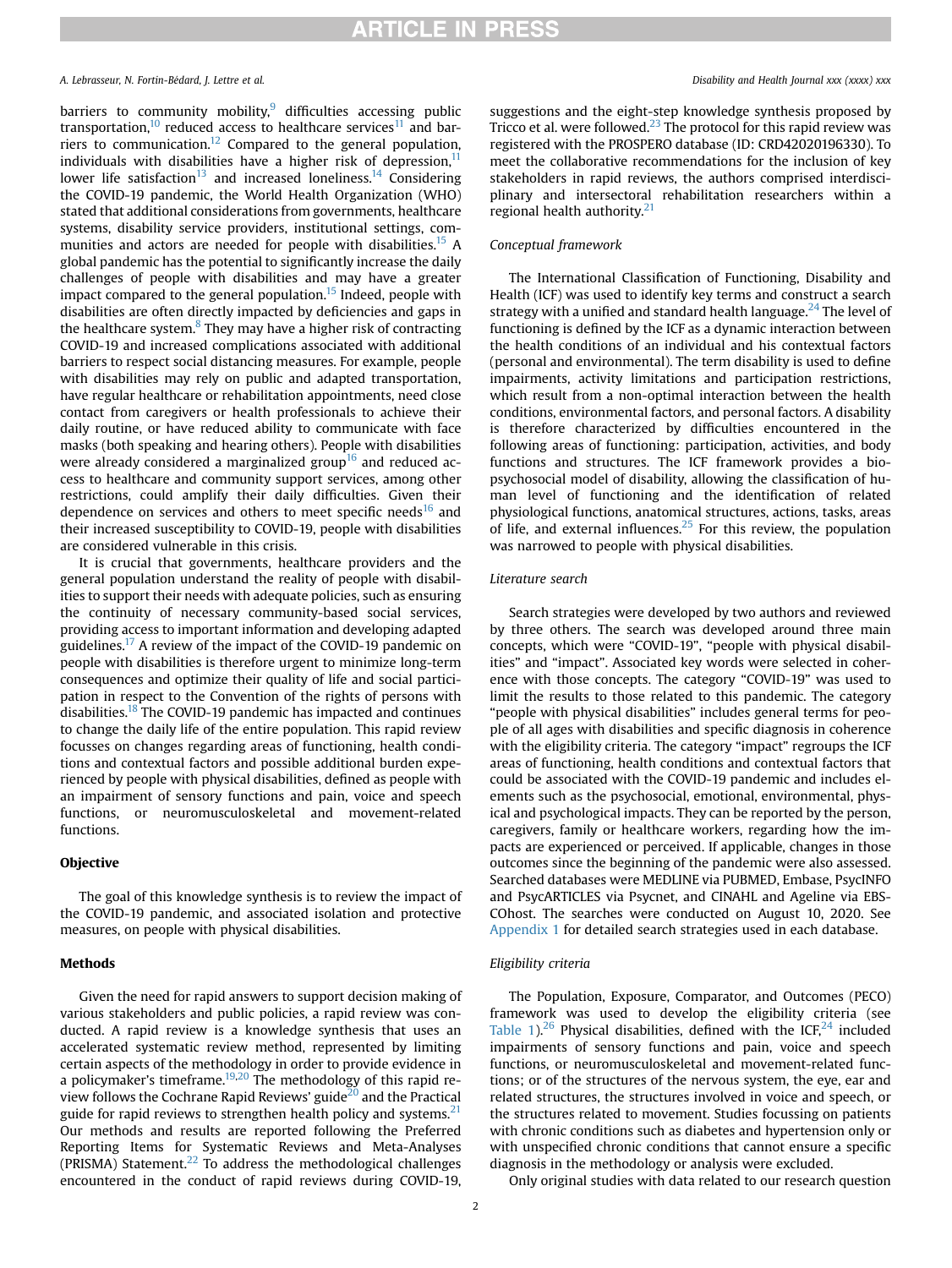barriers to community mobility,[9] difficulties accessing public transportation,[10] reduced access to healthcare services[11] and barriers to communication.[12] Compared to the general population, individuals with disabilities have a higher risk of depression,[11] lower life satisfaction[13] and increased loneliness.[14] Considering the COVID-19 pandemic, the World Health Organization (WHO) stated that additional considerations from governments, healthcare systems, disability service providers, institutional settings, communities and actors are needed for people with disabilities.[15] A global pandemic has the potential to significantly increase the daily challenges of people with disabilities and may have a greater impact compared to the general population.[15] Indeed, people with disabilities are often directly impacted by deficiencies and gaps in the healthcare system.[8] They may have a higher risk of contracting COVID-19 and increased complications associated with additional barriers to respect social distancing measures. For example, people with disabilities may rely on public and adapted transportation, have regular healthcare or rehabilitation appointments, need close contact from caregivers or health professionals to achieve their daily routine, or have reduced ability to communicate with face masks (both speaking and hearing others). People with disabilities were already considered a marginalized group[16] and reduced access to healthcare and community support services, among other restrictions, could amplify their daily difficulties. Given their dependence on services and others to meet specific needs[16] and their increased susceptibility to COVID-19, people with disabilities are considered vulnerable in this crisis.

It is crucial that governments, healthcare providers and the general population understand the reality of people with disabilities to support their needs with adequate policies, such as ensuring the continuity of necessary community-based social services, providing access to important information and developing adapted guidelines.[17] A review of the impact of the COVID-19 pandemic on people with disabilities is therefore urgent to minimize long-term consequences and optimize their quality of life and social participation in respect to the Convention of the rights of persons with disabilities.[18] The COVID-19 pandemic has impacted and continues to change the daily life of the entire population. This rapid review focusses on changes regarding areas of functioning, health conditions and contextual factors and possible additional burden experienced by people with physical disabilities, defined as people with an impairment of sensory functions and pain, voice and speech functions, or neuromusculoskeletal and movement-related functions.

## Objective

The goal of this knowledge synthesis is to review the impact of the COVID-19 pandemic, and associated isolation and protective measures, on people with physical disabilities.

## Methods

Given the need for rapid answers to support decision making of various stakeholders and public policies, a rapid review was conducted. A rapid review is a knowledge synthesis that uses an accelerated systematic review method, represented by limiting certain aspects of the methodology in order to provide evidence in a policymaker's timeframe.[19,20] The methodology of this rapid review follows the Cochrane Rapid Reviews' guide[20] and the Practical guide for rapid reviews to strengthen health policy and systems.[21] Our methods and results are reported following the Preferred Reporting Items for Systematic Reviews and Meta-Analyses (PRISMA) Statement.[22] To address the methodological challenges encountered in the conduct of rapid reviews during COVID-19, suggestions and the eight-step knowledge synthesis proposed by Tricco et al. were followed.[23] The protocol for this rapid review was registered with the PROSPERO database (ID: CRD42020196330). To meet the collaborative recommendations for the inclusion of key stakeholders in rapid reviews, the authors comprised interdisciplinary and intersectoral rehabilitation researchers within a regional health authority.[21]

### *Conceptual framework*

The International Classification of Functioning, Disability and Health (ICF) was used to identify key terms and construct a search strategy with a unified and standard health language.[24] The level of functioning is defined by the ICF as a dynamic interaction between the health conditions of an individual and his contextual factors (personal and environmental). The term disability is used to define impairments, activity limitations and participation restrictions, which result from a non-optimal interaction between the health conditions, environmental factors, and personal factors. A disability is therefore characterized by difficulties encountered in the following areas of functioning: participation, activities, and body functions and structures. The ICF framework provides a biopsychosocial model of disability, allowing the classification of human level of functioning and the identification of related physiological functions, anatomical structures, actions, tasks, areas of life, and external influences.[25] For this review, the population was narrowed to people with physical disabilities.

### *Literature search*

Search strategies were developed by two authors and reviewed by three others. The search was developed around three main concepts, which were "COVID-19", "people with physical disabilities" and "impact". Associated key words were selected in coherence with those concepts. The category "COVID-19" was used to limit the results to those related to this pandemic. The category "people with physical disabilities" includes general terms for people of all ages with disabilities and specific diagnosis in coherence with the eligibility criteria. The category "impact" regroups the ICF areas of functioning, health conditions and contextual factors that could be associated with the COVID-19 pandemic and includes elements such as the psychosocial, emotional, environmental, physical and psychological impacts. They can be reported by the person, caregivers, family or healthcare workers, regarding how the impacts are experienced or perceived. If applicable, changes in those outcomes since the beginning of the pandemic were also assessed. Searched databases were MEDLINE via PUBMED, Embase, PsycINFO and PsycARTICLES via Psycnet, and CINAHL and Ageline via EBSCOhost. The searches were conducted on August 10, 2020. See Appendix 1 for detailed search strategies used in each database.

### *Eligibility criteria*

The Population, Exposure, Comparator, and Outcomes (PECO) framework was used to develop the eligibility criteria (see Table 1).[26] Physical disabilities, defined with the ICF,[24] included impairments of sensory functions and pain, voice and speech functions, or neuromusculoskeletal and movement-related functions; or of the structures of the nervous system, the eye, ear and related structures, the structures involved in voice and speech, or the structures related to movement. Studies focussing on patients with chronic conditions such as diabetes and hypertension only or with unspecified chronic conditions that cannot ensure a specific diagnosis in the methodology or analysis were excluded.

Only original studies with data related to our research question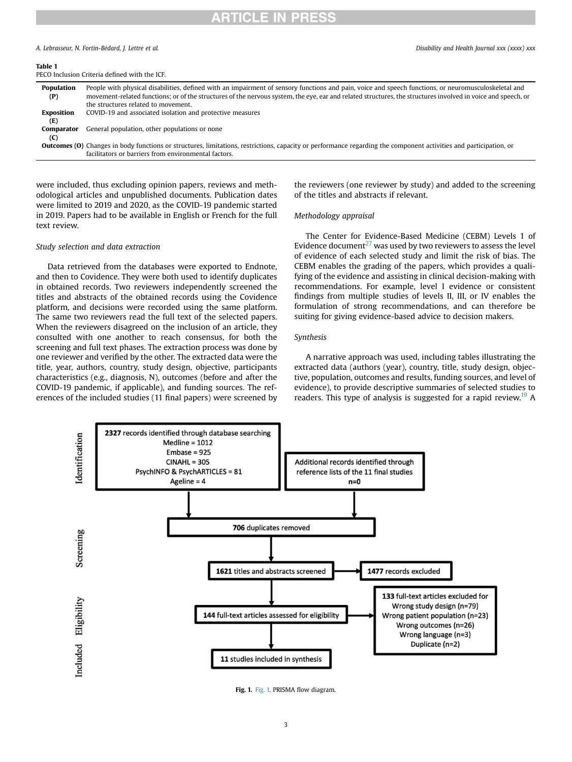**Table 1**
PECO Inclusion Criteria defined with the ICF.

| | |
|---|---|
| **Population (P)** | People with physical disabilities, defined with an impairment of sensory functions and pain, voice and speech functions, or neuromusculoskeletal and movement-related functions; or of the structures of the nervous system, the eye, ear and related structures, the structures involved in voice and speech, or the structures related to movement. |
| **Exposition (E)** | COVID-19 and associated isolation and protective measures |
| **Comparator (C)** | General population, other populations or none |
| **Outcomes (O)** | Changes in body functions or structures, limitations, restrictions, capacity or performance regarding the component activities and participation, or facilitators or barriers from environmental factors. |

were included, thus excluding opinion papers, reviews and methodological articles and unpublished documents. Publication dates were limited to 2019 and 2020, as the COVID-19 pandemic started in 2019. Papers had to be available in English or French for the full text review.

### *Study selection and data extraction*

Data retrieved from the databases were exported to Endnote, and then to Covidence. They were both used to identify duplicates in obtained records. Two reviewers independently screened the titles and abstracts of the obtained records using the Covidence platform, and decisions were recorded using the same platform. The same two reviewers read the full text of the selected papers. When the reviewers disagreed on the inclusion of an article, they consulted with one another to reach consensus, for both the screening and full text phases. The extraction process was done by one reviewer and verified by the other. The extracted data were the title, year, authors, country, study design, objective, participants characteristics (e.g., diagnosis, N), outcomes (before and after the COVID-19 pandemic, if applicable), and funding sources. The references of the included studies (11 final papers) were screened by the reviewers (one reviewer by study) and added to the screening of the titles and abstracts if relevant.

### *Methodology appraisal*

The Center for Evidence-Based Medicine (CEBM) Levels 1 of Evidence document[27] was used by two reviewers to assess the level of evidence of each selected study and limit the risk of bias. The CEBM enables the grading of the papers, which provides a qualifying of the evidence and assisting in clinical decision-making with recommendations. For example, level I evidence or consistent findings from multiple studies of levels II, III, or IV enables the formulation of strong recommendations, and can therefore be suiting for giving evidence-based advice to decision makers.

### *Synthesis*

A narrative approach was used, including tables illustrating the extracted data (authors (year), country, title, study design, objective, population, outcomes and results, funding sources, and level of evidence), to provide descriptive summaries of selected studies to readers. This type of analysis is suggested for a rapid review.[19] A

**Identification**

**2327** records identified through database searching
Medline = 1012
Embase = 925
CINAHL = 305
PsychINFO & PsychARTICLES = 81
Ageline = 4

Additional records identified through reference lists of the 11 final studies
n=0

**Screening**

**706** duplicates removed

**1621** titles and abstracts screened → **1477** records excluded

**Eligibility**

**144** full-text articles assessed for eligibility → **133** full-text articles excluded for
Wrong study design (n=79)
Wrong patient population (n=23)
Wrong outcomes (n=26)
Wrong language (n=3)
Duplicate (n=2)

**Included**

**11** studies included in synthesis

**Fig. 1.** Fig. 1. PRISMA flow diagram.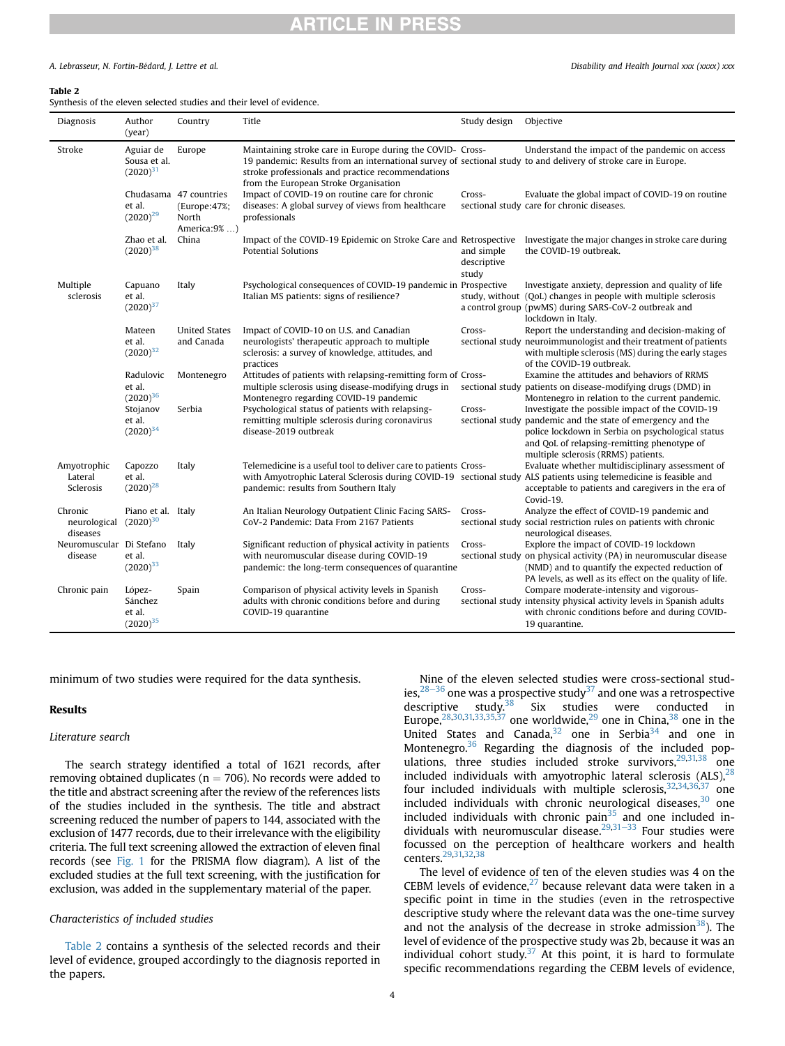**Table 2**

Synthesis of the eleven selected studies and their level of evidence.

| Diagnosis | Author (year) | Country | Title | Study design | Objective |
|---|---|---|---|---|---|
| Stroke | Aguiar de Sousa et al. (2020)[31] | Europe | Maintaining stroke care in Europe during the COVID-19 pandemic: Results from an international survey of stroke professionals and practice recommendations from the European Stroke Organisation | Cross-sectional study | Understand the impact of the pandemic on access to and delivery of stroke care in Europe. |
| | Chudasama et al. (2020)[29] | 47 countries (Europe:47%; North America:9% …) | Impact of COVID-19 on routine care for chronic diseases: A global survey of views from healthcare professionals | Cross-sectional study | Evaluate the global impact of COVID-19 on routine care for chronic diseases. |
| | Zhao et al. (2020)[38] | China | Impact of the COVID-19 Epidemic on Stroke Care and Potential Solutions | Retrospective and simple descriptive study | Investigate the major changes in stroke care during the COVID-19 outbreak. |
| Multiple sclerosis | Capuano et al. (2020)[37] | Italy | Psychological consequences of COVID-19 pandemic in Italian MS patients: signs of resilience? | Prospective study, without a control group | Investigate anxiety, depression and quality of life (QoL) changes in people with multiple sclerosis (pwMS) during SARS-CoV-2 outbreak and lockdown in Italy. |
| | Mateen et al. (2020)[32] | United States and Canada | Impact of COVID-10 on U.S. and Canadian neurologists' therapeutic approach to multiple sclerosis: a survey of knowledge, attitudes, and practices | Cross-sectional study | Report the understanding and decision-making of neuroimmunologist and their treatment of patients with multiple sclerosis (MS) during the early stages of the COVID-19 outbreak. |
| | Radulovic et al. (2020)[36] | Montenegro | Attitudes of patients with relapsing-remitting form of multiple sclerosis using disease-modifying drugs in Montenegro regarding COVID-19 pandemic | Cross-sectional study | Examine the attitudes and behaviors of RRMS patients on disease-modifying drugs (DMD) in Montenegro in relation to the current pandemic. |
| | Stojanov et al. (2020)[34] | Serbia | Psychological status of patients with relapsing-remitting multiple sclerosis during coronavirus disease-2019 outbreak | Cross-sectional study | Investigate the possible impact of the COVID-19 pandemic and the state of emergency and the police lockdown in Serbia on psychological status and QoL of relapsing-remitting phenotype of multiple sclerosis (RRMS) patients. |
| Amyotrophic Lateral Sclerosis | Capozzo et al. (2020)[28] | Italy | Telemedicine is a useful tool to deliver care to patients with Amyotrophic Lateral Sclerosis during COVID-19 pandemic: results from Southern Italy | Cross-sectional study | Evaluate whether multidisciplinary assessment of ALS patients using telemedicine is feasible and acceptable to patients and caregivers in the era of Covid-19. |
| Chronic neurological diseases | Piano et al. (2020)[30] | Italy | An Italian Neurology Outpatient Clinic Facing SARS-CoV-2 Pandemic: Data From 2167 Patients | Cross-sectional study | Analyze the effect of COVID-19 pandemic and social restriction rules on patients with chronic neurological diseases. |
| Neuromuscular disease | Di Stefano et al. (2020)[33] | Italy | Significant reduction of physical activity in patients with neuromuscular disease during COVID-19 pandemic: the long-term consequences of quarantine | Cross-sectional study | Explore the impact of COVID-19 lockdown on physical activity (PA) in neuromuscular disease (NMD) and to quantify the expected reduction of PA levels, as well as its effect on the quality of life. |
| Chronic pain | López-Sánchez et al. (2020)[35] | Spain | Comparison of physical activity levels in Spanish adults with chronic conditions before and during COVID-19 quarantine | Cross-sectional study | Compare moderate-intensity and vigorous-intensity physical activity levels in Spanish adults with chronic conditions before and during COVID-19 quarantine. |

minimum of two studies were required for the data synthesis.

## Results

### Literature search

The search strategy identified a total of 1621 records, after removing obtained duplicates (n = 706). No records were added to the title and abstract screening after the review of the references lists of the studies included in the synthesis. The title and abstract screening reduced the number of papers to 144, associated with the exclusion of 1477 records, due to their irrelevance with the eligibility criteria. The full text screening allowed the extraction of eleven final records (see Fig. 1 for the PRISMA flow diagram). A list of the excluded studies at the full text screening, with the justification for exclusion, was added in the supplementary material of the paper.

### Characteristics of included studies

Table 2 contains a synthesis of the selected records and their level of evidence, grouped accordingly to the diagnosis reported in the papers.

Nine of the eleven selected studies were cross-sectional studies,[28–36] one was a prospective study[37] and one was a retrospective descriptive study.[38] Six studies were conducted in Europe,[28,30,31,33,35,37] one worldwide,[29] one in China,[38] one in the United States and Canada,[32] one in Serbia[34] and one in Montenegro.[36] Regarding the diagnosis of the included populations, three studies included stroke survivors,[29,31,38] one included individuals with amyotrophic lateral sclerosis (ALS),[28] four included individuals with multiple sclerosis,[32,34,36,37] one included individuals with chronic neurological diseases,[30] one included individuals with chronic pain[35] and one included individuals with neuromuscular disease.[29,31–33] Four studies were focussed on the perception of healthcare workers and health centers.[29,31,32,38]

The level of evidence of ten of the eleven studies was 4 on the CEBM levels of evidence,[27] because relevant data were taken in a specific point in time in the studies (even in the retrospective descriptive study where the relevant data was the one-time survey and not the analysis of the decrease in stroke admission[38]). The level of evidence of the prospective study was 2b, because it was an individual cohort study.[37] At this point, it is hard to formulate specific recommendations regarding the CEBM levels of evidence,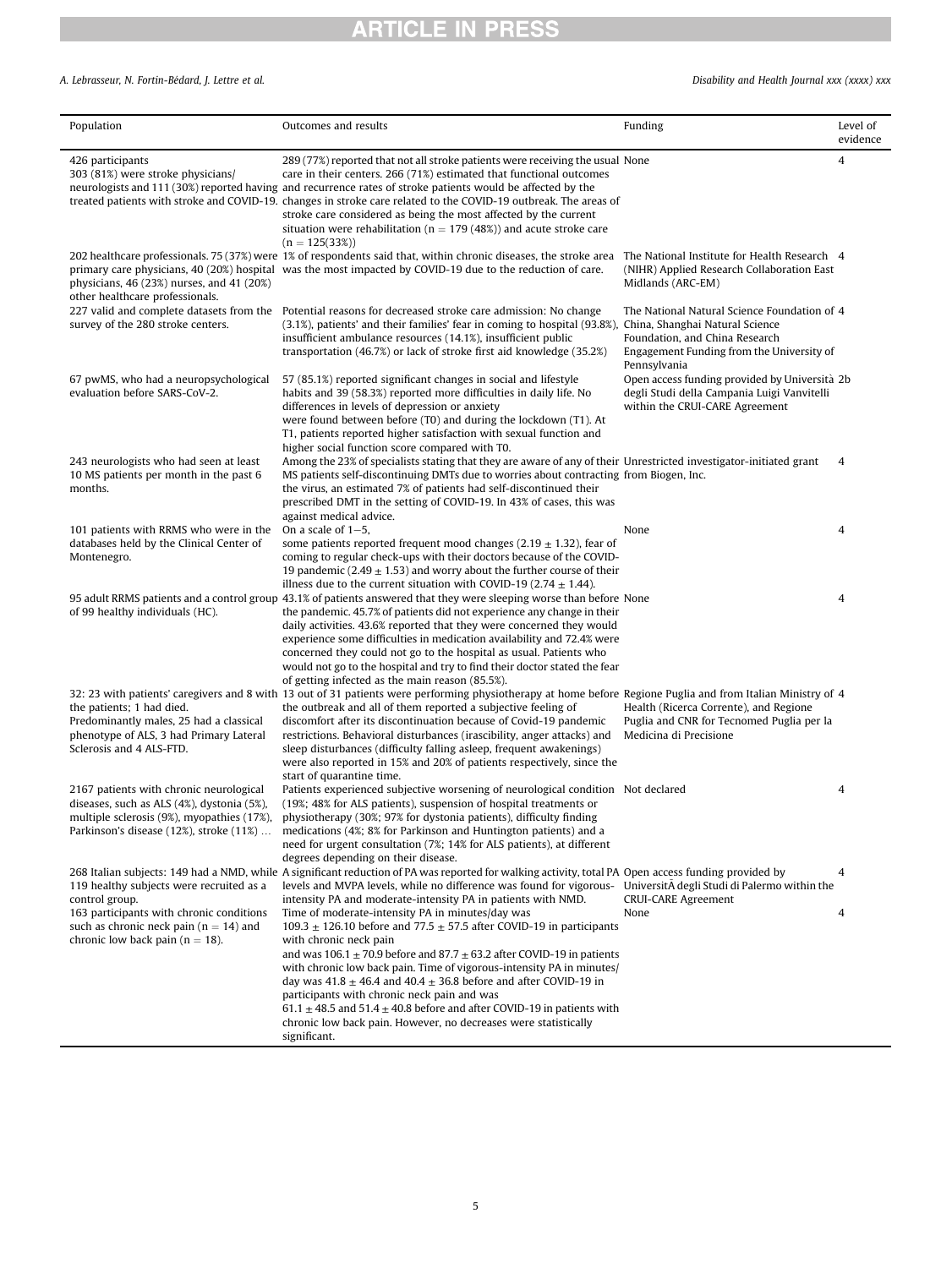| Population | Outcomes and results | Funding | Level of evidence |
|---|---|---|---|
| 426 participants 303 (81%) were stroke physicians/ neurologists and 111 (30%) reported having treated patients with stroke and COVID-19. | 289 (77%) reported that not all stroke patients were receiving the usual care in their centers. 266 (71%) estimated that functional outcomes and recurrence rates of stroke patients would be affected by the changes in stroke care related to the COVID-19 outbreak. The areas of stroke care considered as being the most affected by the current situation were rehabilitation (n = 179 (48%)) and acute stroke care (n = 125(33%)) | None | 4 |
| 202 healthcare professionals. 75 (37%) were primary care physicians, 40 (20%) hospital physicians, 46 (23%) nurses, and 41 (20%) other healthcare professionals. | 1% of respondents said that, within chronic diseases, the stroke area was the most impacted by COVID-19 due to the reduction of care. | The National Institute for Health Research (NIHR) Applied Research Collaboration East Midlands (ARC-EM) | 4 |
| 227 valid and complete datasets from the survey of the 280 stroke centers. | Potential reasons for decreased stroke care admission: No change (3.1%), patients' and their families' fear in coming to hospital (93.8%), insufficient ambulance resources (14.1%), insufficient public transportation (46.7%) or lack of stroke first aid knowledge (35.2%) | The National Natural Science Foundation of China, Shanghai Natural Science Foundation, and China Research Engagement Funding from the University of Pennsylvania | 4 |
| 67 pwMS, who had a neuropsychological evaluation before SARS-CoV-2. | 57 (85.1%) reported significant changes in social and lifestyle habits and 39 (58.3%) reported more difficulties in daily life. No differences in levels of depression or anxiety were found between before (T0) and during the lockdown (T1). At T1, patients reported higher satisfaction with sexual function and higher social function score compared with T0. | Open access funding provided by Università degli Studi della Campania Luigi Vanvitelli within the CRUI-CARE Agreement | 2b |
| 243 neurologists who had seen at least 10 MS patients per month in the past 6 months. | Among the 23% of specialists stating that they are aware of any of their MS patients self-discontinuing DMTs due to worries about contracting the virus, an estimated 7% of patients had self-discontinued their prescribed DMT in the setting of COVID-19. In 43% of cases, this was against medical advice. | Unrestricted investigator-initiated grant from Biogen, Inc. | 4 |
| 101 patients with RRMS who were in the databases held by the Clinical Center of Montenegro. | On a scale of 1–5, some patients reported frequent mood changes (2.19 ± 1.32), fear of coming to regular check-ups with their doctors because of the COVID-19 pandemic (2.49 ± 1.53) and worry about the further course of their illness due to the current situation with COVID-19 (2.74 ± 1.44). | None | 4 |
| 95 adult RRMS patients and a control group of 99 healthy individuals (HC). | 43.1% of patients answered that they were sleeping worse than before the pandemic. 45.7% of patients did not experience any change in their daily activities. 43.6% reported that they were concerned they would experience some difficulties in medication availability and 72.4% were concerned they could not go to the hospital as usual. Patients who would not go to the hospital and try to find their doctor stated the fear of getting infected as the main reason (85.5%). | None | 4 |
| 32: 23 with patients' caregivers and 8 with the patients; 1 had died. Predominantly males, 25 had a classical phenotype of ALS, 3 had Primary Lateral Sclerosis and 4 ALS-FTD. | 13 out of 31 patients were performing physiotherapy at home before the outbreak and all of them reported a subjective feeling of discomfort after its discontinuation because of Covid-19 pandemic restrictions. Behavioral disturbances (irascibility, anger attacks) and sleep disturbances (difficulty falling asleep, frequent awakenings) were also reported in 15% and 20% of patients respectively, since the start of quarantine time. | Regione Puglia and from Italian Ministry of Health (Ricerca Corrente), and Regione Puglia and CNR for Tecnomed Puglia per la Medicina di Precisione | 4 |
| 2167 patients with chronic neurological diseases, such as ALS (4%), dystonia (5%), multiple sclerosis (9%), myopathies (17%), Parkinson's disease (12%), stroke (11%) … | Patients experienced subjective worsening of neurological condition (19%; 48% for ALS patients), suspension of hospital treatments or physiotherapy (30%; 97% for dystonia patients), difficulty finding medications (4%; 8% for Parkinson and Huntington patients) and a need for urgent consultation (7%; 14% for ALS patients), at different degrees depending on their disease. | Not declared | 4 |
| 268 Italian subjects: 149 had a NMD, while 119 healthy subjects were recruited as a control group. | A significant reduction of PA was reported for walking activity, total PA levels and MVPA levels, while no difference was found for vigorous-intensity PA and moderate-intensity PA in patients with NMD. | Open access funding provided by UniversitÃ degli Studi di Palermo within the CRUI-CARE Agreement | 4 |
| 163 participants with chronic conditions such as chronic neck pain (n = 14) and chronic low back pain (n = 18). | Time of moderate-intensity PA in minutes/day was 109.3 ± 126.10 before and 77.5 ± 57.5 after COVID-19 in participants with chronic neck pain and was 106.1 ± 70.9 before and 87.7 ± 63.2 after COVID-19 in patients with chronic low back pain. Time of vigorous-intensity PA in minutes/day was 41.8 ± 46.4 and 40.4 ± 36.8 before and after COVID-19 in participants with chronic neck pain and was 61.1 ± 48.5 and 51.4 ± 40.8 before and after COVID-19 in patients with chronic low back pain. However, no decreases were statistically significant. | None | 4 |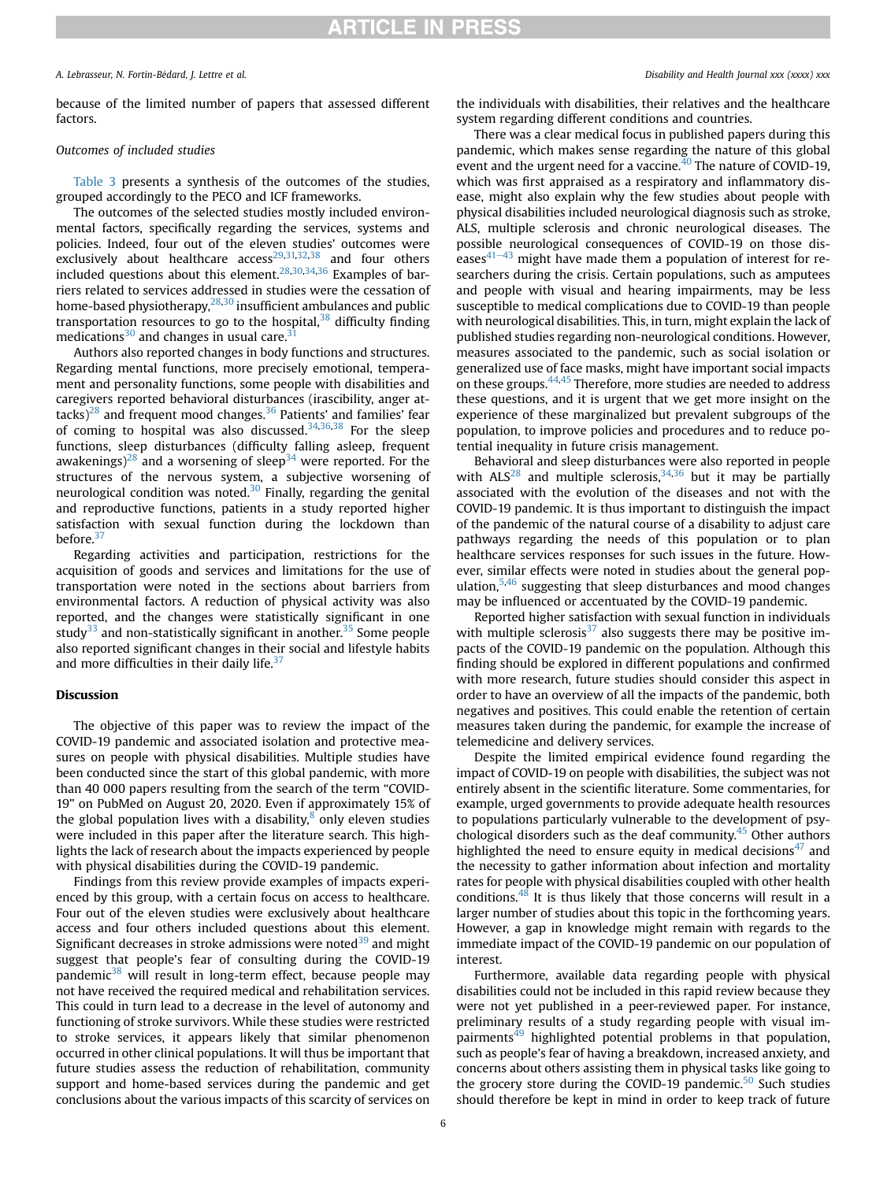because of the limited number of papers that assessed different factors.

*Outcomes of included studies*

Table 3 presents a synthesis of the outcomes of the studies, grouped accordingly to the PECO and ICF frameworks.

The outcomes of the selected studies mostly included environmental factors, specifically regarding the services, systems and policies. Indeed, four out of the eleven studies' outcomes were exclusively about healthcare access[29,31,32,38] and four others included questions about this element.[28,30,34,36] Examples of barriers related to services addressed in studies were the cessation of home-based physiotherapy,[28,30] insufficient ambulances and public transportation resources to go to the hospital,[38] difficulty finding medications[30] and changes in usual care.[31]

Authors also reported changes in body functions and structures. Regarding mental functions, more precisely emotional, temperament and personality functions, some people with disabilities and caregivers reported behavioral disturbances (irascibility, anger attacks)[28] and frequent mood changes.[36] Patients' and families' fear of coming to hospital was also discussed.[34,36,38] For the sleep functions, sleep disturbances (difficulty falling asleep, frequent awakenings)[28] and a worsening of sleep[34] were reported. For the structures of the nervous system, a subjective worsening of neurological condition was noted.[30] Finally, regarding the genital and reproductive functions, patients in a study reported higher satisfaction with sexual function during the lockdown than before.[37]

Regarding activities and participation, restrictions for the acquisition of goods and services and limitations for the use of transportation were noted in the sections about barriers from environmental factors. A reduction of physical activity was also reported, and the changes were statistically significant in one study[33] and non-statistically significant in another.[35] Some people also reported significant changes in their social and lifestyle habits and more difficulties in their daily life.[37]

## Discussion

The objective of this paper was to review the impact of the COVID-19 pandemic and associated isolation and protective measures on people with physical disabilities. Multiple studies have been conducted since the start of this global pandemic, with more than 40 000 papers resulting from the search of the term "COVID-19" on PubMed on August 20, 2020. Even if approximately 15% of the global population lives with a disability,[8] only eleven studies were included in this paper after the literature search. This highlights the lack of research about the impacts experienced by people with physical disabilities during the COVID-19 pandemic.

Findings from this review provide examples of impacts experienced by this group, with a certain focus on access to healthcare. Four out of the eleven studies were exclusively about healthcare access and four others included questions about this element. Significant decreases in stroke admissions were noted[39] and might suggest that people's fear of consulting during the COVID-19 pandemic[38] will result in long-term effect, because people may not have received the required medical and rehabilitation services. This could in turn lead to a decrease in the level of autonomy and functioning of stroke survivors. While these studies were restricted to stroke services, it appears likely that similar phenomenon occurred in other clinical populations. It will thus be important that future studies assess the reduction of rehabilitation, community support and home-based services during the pandemic and get conclusions about the various impacts of this scarcity of services on the individuals with disabilities, their relatives and the healthcare system regarding different conditions and countries.

There was a clear medical focus in published papers during this pandemic, which makes sense regarding the nature of this global event and the urgent need for a vaccine.[40] The nature of COVID-19, which was first appraised as a respiratory and inflammatory disease, might also explain why the few studies about people with physical disabilities included neurological diagnosis such as stroke, ALS, multiple sclerosis and chronic neurological diseases. The possible neurological consequences of COVID-19 on those diseases[41–43] might have made them a population of interest for researchers during the crisis. Certain populations, such as amputees and people with visual and hearing impairments, may be less susceptible to medical complications due to COVID-19 than people with neurological disabilities. This, in turn, might explain the lack of published studies regarding non-neurological conditions. However, measures associated to the pandemic, such as social isolation or generalized use of face masks, might have important social impacts on these groups.[44,45] Therefore, more studies are needed to address these questions, and it is urgent that we get more insight on the experience of these marginalized but prevalent subgroups of the population, to improve policies and procedures and to reduce potential inequality in future crisis management.

Behavioral and sleep disturbances were also reported in people with ALS[28] and multiple sclerosis,[34,36] but it may be partially associated with the evolution of the diseases and not with the COVID-19 pandemic. It is thus important to distinguish the impact of the pandemic of the natural course of a disability to adjust care pathways regarding the needs of this population or to plan healthcare services responses for such issues in the future. However, similar effects were noted in studies about the general population,[5,46] suggesting that sleep disturbances and mood changes may be influenced or accentuated by the COVID-19 pandemic.

Reported higher satisfaction with sexual function in individuals with multiple sclerosis[37] also suggests there may be positive impacts of the COVID-19 pandemic on the population. Although this finding should be explored in different populations and confirmed with more research, future studies should consider this aspect in order to have an overview of all the impacts of the pandemic, both negatives and positives. This could enable the retention of certain measures taken during the pandemic, for example the increase of telemedicine and delivery services.

Despite the limited empirical evidence found regarding the impact of COVID-19 on people with disabilities, the subject was not entirely absent in the scientific literature. Some commentaries, for example, urged governments to provide adequate health resources to populations particularly vulnerable to the development of psychological disorders such as the deaf community.[45] Other authors highlighted the need to ensure equity in medical decisions[47] and the necessity to gather information about infection and mortality rates for people with physical disabilities coupled with other health conditions.[48] It is thus likely that those concerns will result in a larger number of studies about this topic in the forthcoming years. However, a gap in knowledge might remain with regards to the immediate impact of the COVID-19 pandemic on our population of interest.

Furthermore, available data regarding people with physical disabilities could not be included in this rapid review because they were not yet published in a peer-reviewed paper. For instance, preliminary results of a study regarding people with visual impairments[49] highlighted potential problems in that population, such as people's fear of having a breakdown, increased anxiety, and concerns about others assisting them in physical tasks like going to the grocery store during the COVID-19 pandemic.[50] Such studies should therefore be kept in mind in order to keep track of future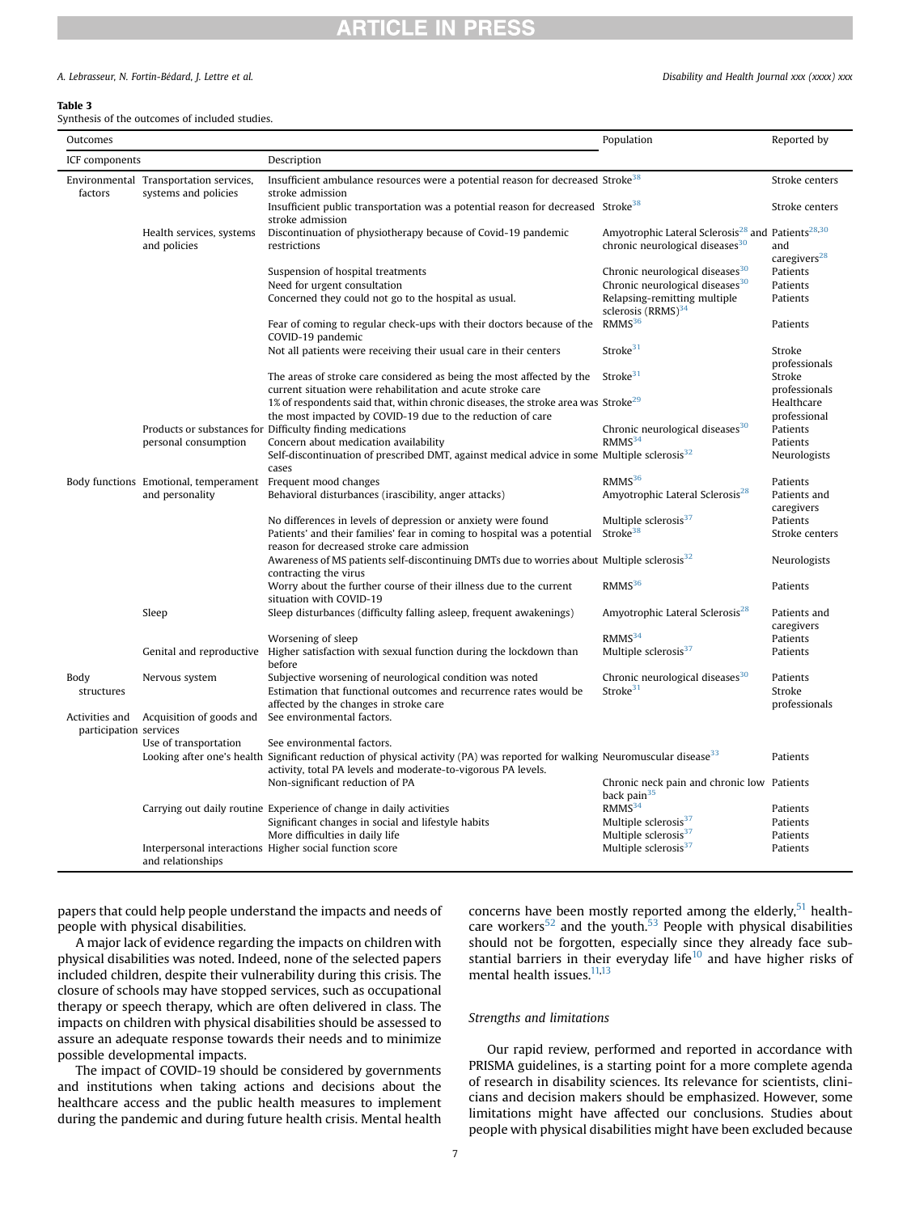**Table 3**
Synthesis of the outcomes of included studies.

| Outcomes | | | Population | Reported by |
|---|---|---|---|---|
| ICF components | | Description | | |
| Environmental factors | Transportation services, systems and policies | Insufficient ambulance resources were a potential reason for decreased stroke admission | Stroke[38] | Stroke centers |
| | | Insufficient public transportation was a potential reason for decreased stroke admission | Stroke[38] | Stroke centers |
| | Health services, systems and policies | Discontinuation of physiotherapy because of Covid-19 pandemic restrictions | Amyotrophic Lateral Sclerosis[28] and chronic neurological diseases[30] | Patients[28,30] and caregivers[28] |
| | | Suspension of hospital treatments | Chronic neurological diseases[30] | Patients |
| | | Need for urgent consultation | Chronic neurological diseases[30] | Patients |
| | | Concerned they could not go to the hospital as usual. | Relapsing-remitting multiple sclerosis (RRMS)[34] | Patients |
| | | Fear of coming to regular check-ups with their doctors because of the COVID-19 pandemic | RMMS[36] | Patients |
| | | Not all patients were receiving their usual care in their centers | Stroke[31] | Stroke professionals |
| | | The areas of stroke care considered as being the most affected by the current situation were rehabilitation and acute stroke care | Stroke[31] | Stroke professionals |
| | | 1% of respondents said that, within chronic diseases, the stroke area was the most impacted by COVID-19 due to the reduction of care | Stroke[29] | Healthcare professional |
| | Products or substances for personal consumption | Difficulty finding medications | Chronic neurological diseases[30] | Patients |
| | | Concern about medication availability | RMMS[34] | Patients |
| | | Self-discontinuation of prescribed DMT, against medical advice in some cases | Multiple sclerosis[32] | Neurologists |
| Body functions | Emotional, temperament and personality | Frequent mood changes | RMMS[36] | Patients |
| | | Behavioral disturbances (irascibility, anger attacks) | Amyotrophic Lateral Sclerosis[28] | Patients and caregivers |
| | | No differences in levels of depression or anxiety were found | Multiple sclerosis[37] | Patients |
| | | Patients' and their families' fear in coming to hospital was a potential reason for decreased stroke care admission | Stroke[38] | Stroke centers |
| | | Awareness of MS patients self-discontinuing DMTs due to worries about contracting the virus | Multiple sclerosis[32] | Neurologists |
| | | Worry about the further course of their illness due to the current situation with COVID-19 | RMMS[36] | Patients |
| | Sleep | Sleep disturbances (difficulty falling asleep, frequent awakenings) | Amyotrophic Lateral Sclerosis[28] | Patients and caregivers |
| | | Worsening of sleep | RMMS[34] | Patients |
| | Genital and reproductive | Higher satisfaction with sexual function during the lockdown than before | Multiple sclerosis[37] | Patients |
| Body structures | Nervous system | Subjective worsening of neurological condition was noted | Chronic neurological diseases[30] | Patients |
| | | Estimation that functional outcomes and recurrence rates would be affected by the changes in stroke care | Stroke[31] | Stroke professionals |
| Activities and participation | Acquisition of goods and services | See environmental factors. | | |
| | Use of transportation | See environmental factors. | | |
| | Looking after one's health | Significant reduction of physical activity (PA) was reported for walking activity, total PA levels and moderate-to-vigorous PA levels. | Neuromuscular disease[33] | Patients |
| | | Non-significant reduction of PA | Chronic neck pain and chronic low back pain[35] | Patients |
| | Carrying out daily routine | Experience of change in daily activities | RMMS[34] | Patients |
| | | Significant changes in social and lifestyle habits | Multiple sclerosis[37] | Patients |
| | | More difficulties in daily life | Multiple sclerosis[37] | Patients |
| | Interpersonal interactions and relationships | Higher social function score | Multiple sclerosis[37] | Patients |

papers that could help people understand the impacts and needs of people with physical disabilities.

A major lack of evidence regarding the impacts on children with physical disabilities was noted. Indeed, none of the selected papers included children, despite their vulnerability during this crisis. The closure of schools may have stopped services, such as occupational therapy or speech therapy, which are often delivered in class. The impacts on children with physical disabilities should be assessed to assure an adequate response towards their needs and to minimize possible developmental impacts.

The impact of COVID-19 should be considered by governments and institutions when taking actions and decisions about the healthcare access and the public health measures to implement during the pandemic and during future health crisis. Mental health concerns have been mostly reported among the elderly,[51] healthcare workers[52] and the youth.[53] People with physical disabilities should not be forgotten, especially since they already face substantial barriers in their everyday life[10] and have higher risks of mental health issues.[11,13]

### Strengths and limitations

Our rapid review, performed and reported in accordance with PRISMA guidelines, is a starting point for a more complete agenda of research in disability sciences. Its relevance for scientists, clinicians and decision makers should be emphasized. However, some limitations might have affected our conclusions. Studies about people with physical disabilities might have been excluded because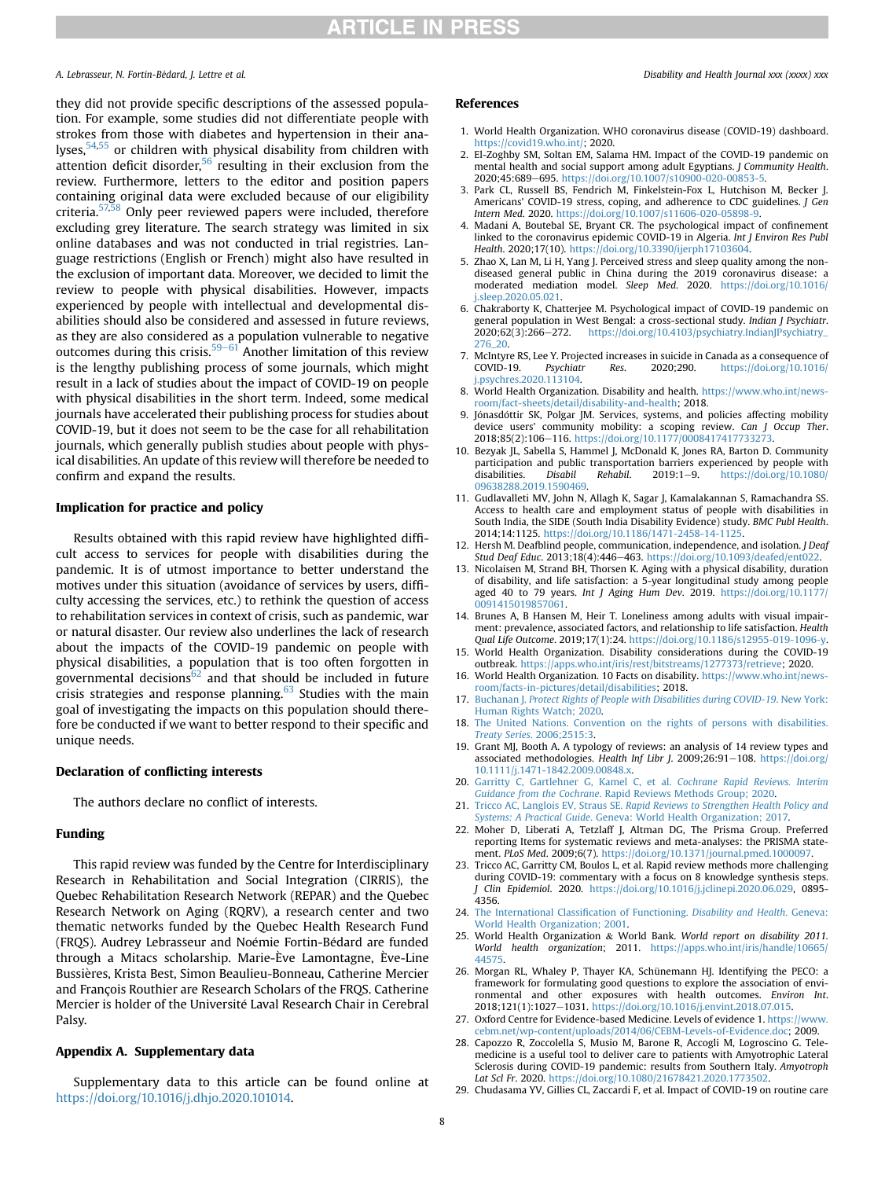they did not provide specific descriptions of the assessed population. For example, some studies did not differentiate people with strokes from those with diabetes and hypertension in their analyses,[54,55] or children with physical disability from children with attention deficit disorder,[56] resulting in their exclusion from the review. Furthermore, letters to the editor and position papers containing original data were excluded because of our eligibility criteria.[57,58] Only peer reviewed papers were included, therefore excluding grey literature. The search strategy was limited in six online databases and was not conducted in trial registries. Language restrictions (English or French) might also have resulted in the exclusion of important data. Moreover, we decided to limit the review to people with physical disabilities. However, impacts experienced by people with intellectual and developmental disabilities should also be considered and assessed in future reviews, as they are also considered as a population vulnerable to negative outcomes during this crisis.[59–61] Another limitation of this review is the lengthy publishing process of some journals, which might result in a lack of studies about the impact of COVID-19 on people with physical disabilities in the short term. Indeed, some medical journals have accelerated their publishing process for studies about COVID-19, but it does not seem to be the case for all rehabilitation journals, which generally publish studies about people with physical disabilities. An update of this review will therefore be needed to confirm and expand the results.

## Implication for practice and policy

Results obtained with this rapid review have highlighted difficult access to services for people with disabilities during the pandemic. It is of utmost importance to better understand the motives under this situation (avoidance of services by users, difficulty accessing the services, etc.) to rethink the question of access to rehabilitation services in context of crisis, such as pandemic, war or natural disaster. Our review also underlines the lack of research about the impacts of the COVID-19 pandemic on people with physical disabilities, a population that is too often forgotten in governmental decisions[62] and that should be included in future crisis strategies and response planning.[63] Studies with the main goal of investigating the impacts on this population should therefore be conducted if we want to better respond to their specific and unique needs.

## Declaration of conflicting interests

The authors declare no conflict of interests.

## Funding

This rapid review was funded by the Centre for Interdisciplinary Research in Rehabilitation and Social Integration (CIRRIS), the Quebec Rehabilitation Research Network (REPAR) and the Quebec Research Network on Aging (RQRV), a research center and two thematic networks funded by the Quebec Health Research Fund (FRQS). Audrey Lebrasseur and Noémie Fortin-Bédard are funded through a Mitacs scholarship. Marie-Ève Lamontagne, Ève-Line Bussières, Krista Best, Simon Beaulieu-Bonneau, Catherine Mercier and François Routhier are Research Scholars of the FRQS. Catherine Mercier is holder of the Université Laval Research Chair in Cerebral Palsy.

## Appendix A. Supplementary data

Supplementary data to this article can be found online at https://doi.org/10.1016/j.dhjo.2020.101014.

## References

1. World Health Organization. WHO coronavirus disease (COVID-19) dashboard. https://covid19.who.int/; 2020.
2. El-Zoghby SM, Soltan EM, Salama HM. Impact of the COVID-19 pandemic on mental health and social support among adult Egyptians. *J Community Health*. 2020;45:689–695. https://doi.org/10.1007/s10900-020-00853-5.
3. Park CL, Russell BS, Fendrich M, Finkelstein-Fox L, Hutchison M, Becker J. Americans' COVID-19 stress, coping, and adherence to CDC guidelines. *J Gen Intern Med*. 2020. https://doi.org/10.1007/s11606-020-05898-9.
4. Madani A, Boutebal SE, Bryant CR. The psychological impact of confinement linked to the coronavirus epidemic COVID-19 in Algeria. *Int J Environ Res Publ Health*. 2020;17(10). https://doi.org/10.3390/ijerph17103604.
5. Zhao X, Lan M, Li H, Yang J. Perceived stress and sleep quality among the non-diseased general public in China during the 2019 coronavirus disease: a moderated mediation model. *Sleep Med*. 2020. https://doi.org/10.1016/j.sleep.2020.05.021.
6. Chakraborty K, Chatterjee M. Psychological impact of COVID-19 pandemic on general population in West Bengal: a cross-sectional study. *Indian J Psychiatr*. 2020;62(3):266–272. https://doi.org/10.4103/psychiatry.IndianJPsychiatry_276_20.
7. McIntyre RS, Lee Y. Projected increases in suicide in Canada as a consequence of COVID-19. *Psychiatr Res*. 2020;290. https://doi.org/10.1016/j.psychres.2020.113104.
8. World Health Organization. Disability and health. https://www.who.int/news-room/fact-sheets/detail/disability-and-health; 2018.
9. Jónasdóttir SK, Polgar JM. Services, systems, and policies affecting mobility device users' community mobility: a scoping review. *Can J Occup Ther*. 2018;85(2):106–116. https://doi.org/10.1177/0008417417733273.
10. Bezyak JL, Sabella S, Hammel J, McDonald K, Jones RA, Barton D. Community participation and public transportation barriers experienced by people with disabilities. *Disabil Rehabil*. 2019:1–9. https://doi.org/10.1080/09638288.2019.1590469.
11. Gudlavalleti MV, John N, Allagh K, Sagar J, Kamalakannan S, Ramachandra SS. Access to health care and employment status of people with disabilities in South India, the SIDE (South India Disability Evidence) study. *BMC Publ Health*. 2014;14:1125. https://doi.org/10.1186/1471-2458-14-1125.
12. Hersh M. Deafblind people, communication, independence, and isolation. *J Deaf Stud Deaf Educ*. 2013;18(4):446–463. https://doi.org/10.1093/deafed/ent022.
13. Nicolaisen M, Strand BH, Thorsen K. Aging with a physical disability, duration of disability, and life satisfaction: a 5-year longitudinal study among people aged 40 to 79 years. *Int J Aging Hum Dev*. 2019. https://doi.org/10.1177/0091415019857061.
14. Brunes A, B Hansen M, Heir T. Loneliness among adults with visual impairment: prevalence, associated factors, and relationship to life satisfaction. *Health Qual Life Outcome*. 2019;17(1):24. https://doi.org/10.1186/s12955-019-1096-y.
15. World Health Organization. Disability considerations during the COVID-19 outbreak. https://apps.who.int/iris/rest/bitstreams/1277373/retrieve; 2020.
16. World Health Organization. 10 Facts on disability. https://www.who.int/news-room/facts-in-pictures/detail/disabilities; 2018.
17. Buchanan J. *Protect Rights of People with Disabilities during COVID-19*. New York: Human Rights Watch; 2020.
18. The United Nations. Convention on the rights of persons with disabilities. *Treaty Series*. 2006;2515:3.
19. Grant MJ, Booth A. A typology of reviews: an analysis of 14 review types and associated methodologies. *Health Inf Libr J*. 2009;26:91–108. https://doi.org/10.1111/j.1471-1842.2009.00848.x.
20. Garritty C, Gartlehner G, Kamel C, et al. *Cochrane Rapid Reviews. Interim Guidance from the Cochrane*. Rapid Reviews Methods Group; 2020.
21. Tricco AC, Langlois EV, Straus SE. *Rapid Reviews to Strengthen Health Policy and Systems: A Practical Guide*. Geneva: World Health Organization; 2017.
22. Moher D, Liberati A, Tetzlaff J, Altman DG, The Prisma Group. Preferred reporting Items for systematic reviews and meta-analyses: the PRISMA statement. *PLoS Med*. 2009;6(7). https://doi.org/10.1371/journal.pmed.1000097.
23. Tricco AC, Garritty CM, Boulos L, et al. Rapid review methods more challenging during COVID-19: commentary with a focus on 8 knowledge synthesis steps. *J Clin Epidemiol*. 2020. https://doi.org/10.1016/j.jclinepi.2020.06.029, 0895-4356.
24. The International Classification of Functioning. *Disability and Health*. Geneva: World Health Organization; 2001.
25. World Health Organization & World Bank. *World report on disability 2011. World health organization*; 2011. https://apps.who.int/iris/handle/10665/44575.
26. Morgan RL, Whaley P, Thayer KA, Schünemann HJ. Identifying the PECO: a framework for formulating good questions to explore the association of environmental and other exposures with health outcomes. *Environ Int*. 2018;121(1):1027–1031. https://doi.org/10.1016/j.envint.2018.07.015.
27. Oxford Centre for Evidence-based Medicine. Levels of evidence 1. https://www.cebm.net/wp-content/uploads/2014/06/CEBM-Levels-of-Evidence.doc; 2009.
28. Capozzo R, Zoccolella S, Musio M, Barone R, Accogli M, Logroscino G. Telemedicine is a useful tool to deliver care to patients with Amyotrophic Lateral Sclerosis during COVID-19 pandemic: results from Southern Italy. *Amyotroph Lat Scl Fr*. 2020. https://doi.org/10.1080/21678421.2020.1773502.
29. Chudasama YV, Gillies CL, Zaccardi F, et al. Impact of COVID-19 on routine care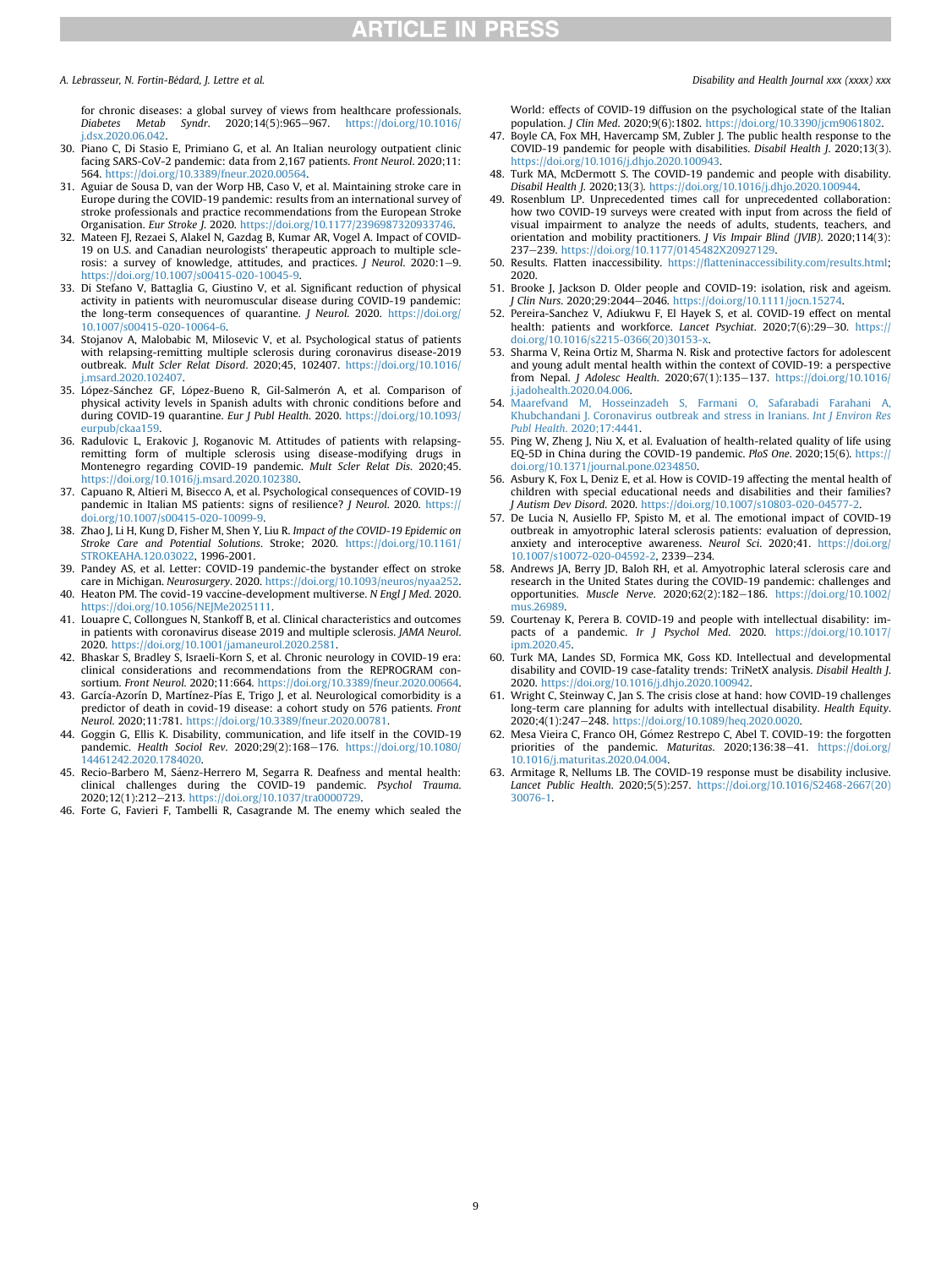for chronic diseases: a global survey of views from healthcare professionals. *Diabetes Metab Syndr*. 2020;14(5):965–967. https://doi.org/10.1016/j.dsx.2020.06.042.

30. Piano C, Di Stasio E, Primiano G, et al. An Italian neurology outpatient clinic facing SARS-CoV-2 pandemic: data from 2,167 patients. *Front Neurol*. 2020;11:564. https://doi.org/10.3389/fneur.2020.00564.
31. Aguiar de Sousa D, van der Worp HB, Caso V, et al. Maintaining stroke care in Europe during the COVID-19 pandemic: results from an international survey of stroke professionals and practice recommendations from the European Stroke Organisation. *Eur Stroke J*. 2020. https://doi.org/10.1177/2396987320933746.
32. Mateen FJ, Rezaei S, Alakel N, Gazdag B, Kumar AR, Vogel A. Impact of COVID-19 on U.S. and Canadian neurologists' therapeutic approach to multiple sclerosis: a survey of knowledge, attitudes, and practices. *J Neurol*. 2020:1–9. https://doi.org/10.1007/s00415-020-10045-9.
33. Di Stefano V, Battaglia G, Giustino V, et al. Significant reduction of physical activity in patients with neuromuscular disease during COVID-19 pandemic: the long-term consequences of quarantine. *J Neurol*. 2020. https://doi.org/10.1007/s00415-020-10064-6.
34. Stojanov A, Malobabic M, Milosevic V, et al. Psychological status of patients with relapsing-remitting multiple sclerosis during coronavirus disease-2019 outbreak. *Mult Scler Relat Disord*. 2020;45, 102407. https://doi.org/10.1016/j.msard.2020.102407.
35. López-Sánchez GF, López-Bueno R, Gil-Salmerón A, et al. Comparison of physical activity levels in Spanish adults with chronic conditions before and during COVID-19 quarantine. *Eur J Publ Health*. 2020. https://doi.org/10.1093/eurpub/ckaa159.
36. Radulovic L, Erakovic J, Roganovic M. Attitudes of patients with relapsing-remitting form of multiple sclerosis using disease-modifying drugs in Montenegro regarding COVID-19 pandemic. *Mult Scler Relat Dis*. 2020;45. https://doi.org/10.1016/j.msard.2020.102380.
37. Capuano R, Altieri M, Bisecco A, et al. Psychological consequences of COVID-19 pandemic in Italian MS patients: signs of resilience? *J Neurol*. 2020. https://doi.org/10.1007/s00415-020-10099-9.
38. Zhao J, Li H, Kung D, Fisher M, Shen Y, Liu R. *Impact of the COVID-19 Epidemic on Stroke Care and Potential Solutions*. Stroke; 2020. https://doi.org/10.1161/STROKEAHA.120.03022, 1996-2001.
39. Pandey AS, et al. Letter: COVID-19 pandemic-the bystander effect on stroke care in Michigan. *Neurosurgery*. 2020. https://doi.org/10.1093/neuros/nyaa252.
40. Heaton PM. The covid-19 vaccine-development multiverse. *N Engl J Med*. 2020. https://doi.org/10.1056/NEJMe2025111.
41. Louapre C, Collongues N, Stankoff B, et al. Clinical characteristics and outcomes in patients with coronavirus disease 2019 and multiple sclerosis. *JAMA Neurol*. 2020. https://doi.org/10.1001/jamaneurol.2020.2581.
42. Bhaskar S, Bradley S, Israeli-Korn S, et al. Chronic neurology in COVID-19 era: clinical considerations and recommendations from the REPROGRAM consortium. *Front Neurol*. 2020;11:664. https://doi.org/10.3389/fneur.2020.00664.
43. García-Azorín D, Martínez-Pías E, Trigo J, et al. Neurological comorbidity is a predictor of death in covid-19 disease: a cohort study on 576 patients. *Front Neurol*. 2020;11:781. https://doi.org/10.3389/fneur.2020.00781.
44. Goggin G, Ellis K. Disability, communication, and life itself in the COVID-19 pandemic. *Health Sociol Rev*. 2020;29(2):168–176. https://doi.org/10.1080/14461242.2020.1784020.
45. Recio-Barbero M, Sáenz-Herrero M, Segarra R. Deafness and mental health: clinical challenges during the COVID-19 pandemic. *Psychol Trauma*. 2020;12(1):212–213. https://doi.org/10.1037/tra0000729.
46. Forte G, Favieri F, Tambelli R, Casagrande M. The enemy which sealed the World: effects of COVID-19 diffusion on the psychological state of the Italian population. *J Clin Med*. 2020;9(6):1802. https://doi.org/10.3390/jcm9061802.
47. Boyle CA, Fox MH, Havercamp SM, Zubler J. The public health response to the COVID-19 pandemic for people with disabilities. *Disabil Health J*. 2020;13(3). https://doi.org/10.1016/j.dhjo.2020.100943.
48. Turk MA, McDermott S. The COVID-19 pandemic and people with disability. *Disabil Health J*. 2020;13(3). https://doi.org/10.1016/j.dhjo.2020.100944.
49. Rosenblum LP. Unprecedented times call for unprecedented collaboration: how two COVID-19 surveys were created with input from across the field of visual impairment to analyze the needs of adults, students, teachers, and orientation and mobility practitioners. *J Vis Impair Blind (JVIB)*. 2020;114(3):237–239. https://doi.org/10.1177/0145482X20927129.
50. Results. Flatten inaccessibility. https://flatteninaccessibility.com/results.html; 2020.
51. Brooke J, Jackson D. Older people and COVID-19: isolation, risk and ageism. *J Clin Nurs*. 2020;29:2044–2046. https://doi.org/10.1111/jocn.15274.
52. Pereira-Sanchez V, Adiukwu F, El Hayek S, et al. COVID-19 effect on mental health: patients and workforce. *Lancet Psychiat*. 2020;7(6):29–30. https://doi.org/10.1016/s2215-0366(20)30153-x.
53. Sharma V, Reina Ortiz M, Sharma N. Risk and protective factors for adolescent and young adult mental health within the context of COVID-19: a perspective from Nepal. *J Adolesc Health*. 2020;67(1):135–137. https://doi.org/10.1016/j.jadohealth.2020.04.006.
54. Maarefvand M, Hosseinzadeh S, Farmani O, Safarabadi Farahani A, Khubchandani J. Coronavirus outbreak and stress in Iranians. *Int J Environ Res Publ Health*. 2020;17:4441.
55. Ping W, Zheng J, Niu X, et al. Evaluation of health-related quality of life using EQ-5D in China during the COVID-19 pandemic. *PloS One*. 2020;15(6). https://doi.org/10.1371/journal.pone.0234850.
56. Asbury K, Fox L, Deniz E, et al. How is COVID-19 affecting the mental health of children with special educational needs and disabilities and their families? *J Autism Dev Disord*. 2020. https://doi.org/10.1007/s10803-020-04577-2.
57. De Lucia N, Ausiello FP, Spisto M, et al. The emotional impact of COVID-19 outbreak in amyotrophic lateral sclerosis patients: evaluation of depression, anxiety and interoceptive awareness. *Neurol Sci*. 2020;41. https://doi.org/10.1007/s10072-020-04592-2, 2339–234.
58. Andrews JA, Berry JD, Baloh RH, et al. Amyotrophic lateral sclerosis care and research in the United States during the COVID-19 pandemic: challenges and opportunities. *Muscle Nerve*. 2020;62(2):182–186. https://doi.org/10.1002/mus.26989.
59. Courtenay K, Perera B. COVID-19 and people with intellectual disability: impacts of a pandemic. *Ir J Psychol Med*. 2020. https://doi.org/10.1017/ipm.2020.45.
60. Turk MA, Landes SD, Formica MK, Goss KD. Intellectual and developmental disability and COVID-19 case-fatality trends: TriNetX analysis. *Disabil Health J*. 2020. https://doi.org/10.1016/j.dhjo.2020.100942.
61. Wright C, Steinway C, Jan S. The crisis close at hand: how COVID-19 challenges long-term care planning for adults with intellectual disability. *Health Equity*. 2020;4(1):247–248. https://doi.org/10.1089/heq.2020.0020.
62. Mesa Vieira C, Franco OH, Gómez Restrepo C, Abel T. COVID-19: the forgotten priorities of the pandemic. *Maturitas*. 2020;136:38–41. https://doi.org/10.1016/j.maturitas.2020.04.004.
63. Armitage R, Nellums LB. The COVID-19 response must be disability inclusive. *Lancet Public Health*. 2020;5(5):257. https://doi.org/10.1016/S2468-2667(20)30076-1.